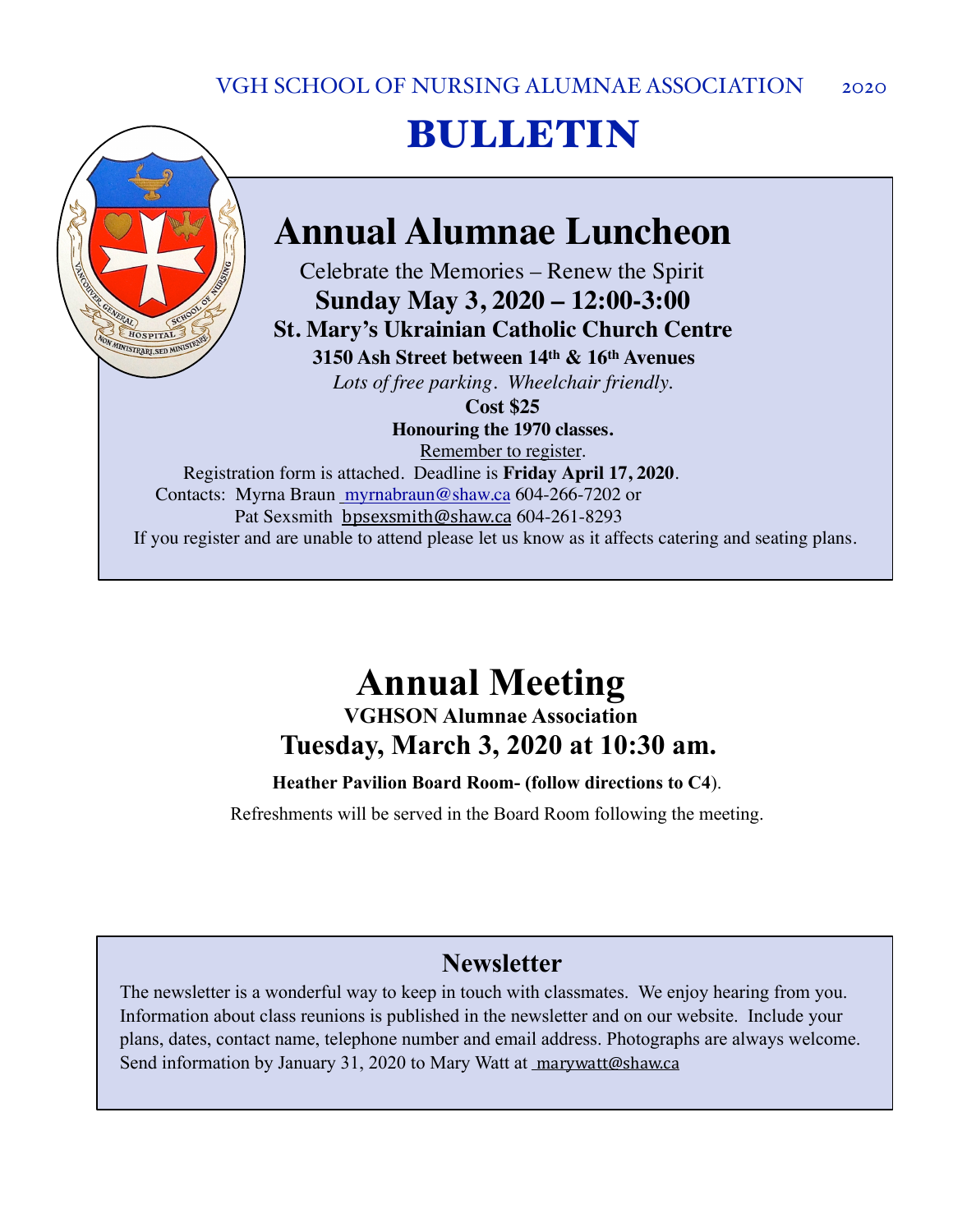VGH SCHOOL OF NURSING ALUMNAE ASSOCIATION 2020

# BULLETIN

## Annual Alumnae Luncheon

Celebrate the Memories – Renew the Spirit

**Sunday May 3, 2020 – 12:00-3:00**

**St. Mary's Ukrainian Catholic Church Centre**

**3150 Ash Street between 14th & 16th Avenues**

*Lots of free parking. Wheelchair friendly.*

**Cost $25**

**Honouring the 1970 classes.**

Remember to register.

Registration form is attached. Deadline is **Friday April 17, 2020**.

Contacts: Myrna Braun myrnabraun@shaw.ca 604-266-7202 or
Pat Sexsmith bpsexsmith@shaw.ca 604-261-8293

If you register and are unable to attend please let us know as it affects catering and seating plans.

## Annual Meeting

**VGHSON Alumnae Association**

**Tuesday, March 3, 2020 at 10:30 am.**

**Heather Pavilion Board Room- (follow directions to C4)**.

Refreshments will be served in the Board Room following the meeting.

## Newsletter

The newsletter is a wonderful way to keep in touch with classmates. We enjoy hearing from you. Information about class reunions is published in the newsletter and on our website. Include your plans, dates, contact name, telephone number and email address. Photographs are always welcome. Send information by January 31, 2020 to Mary Watt at marywatt@shaw.ca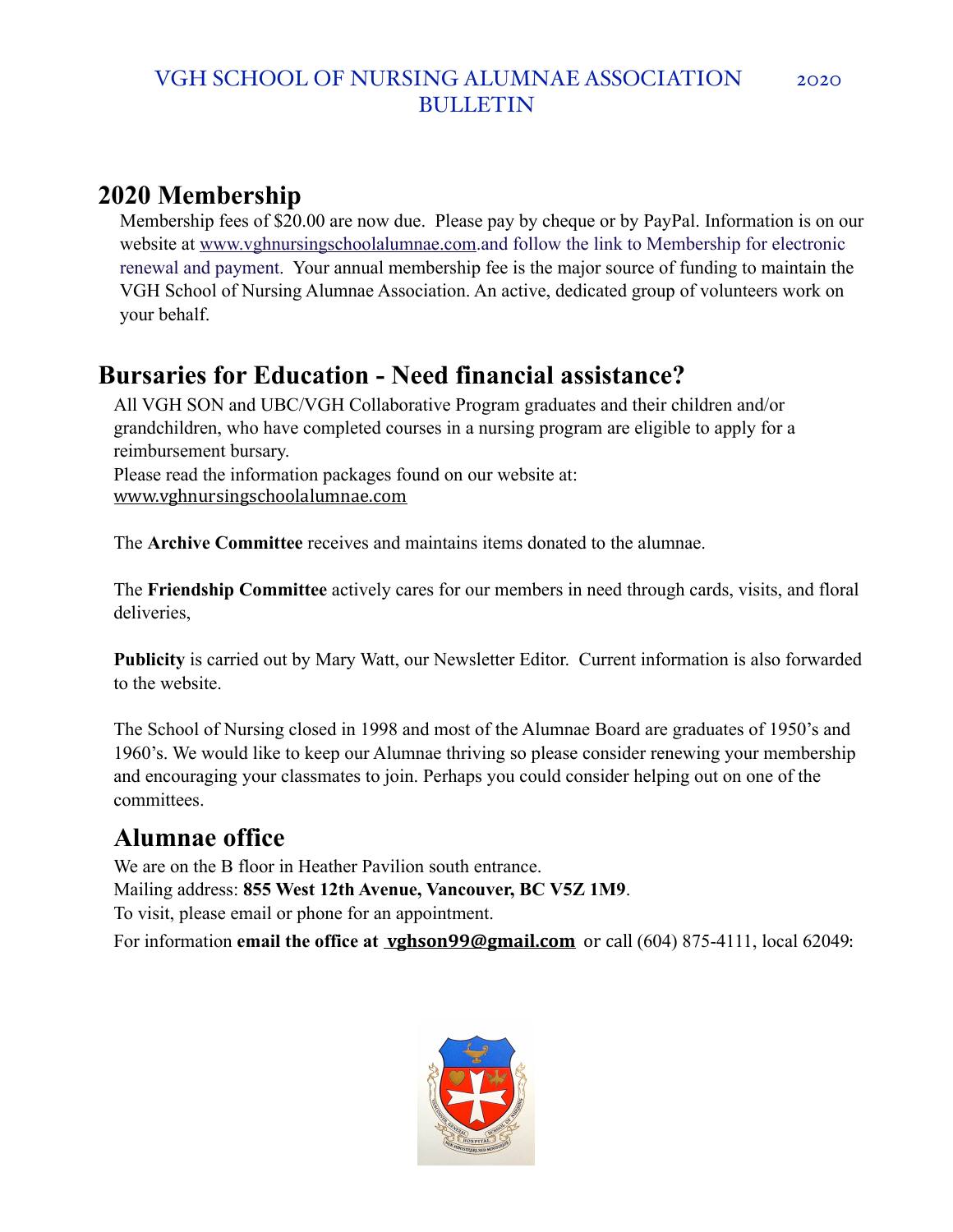# VGH SCHOOL OF NURSING ALUMNAE ASSOCIATION BULLETIN 2020

## 2020 Membership

Membership fees of $20.00 are now due. Please pay by cheque or by PayPal. Information is on our website at www.vghnursingschoolalumnae.com.and follow the link to Membership for electronic renewal and payment. Your annual membership fee is the major source of funding to maintain the VGH School of Nursing Alumnae Association. An active, dedicated group of volunteers work on your behalf.

## Bursaries for Education - Need financial assistance?

All VGH SON and UBC/VGH Collaborative Program graduates and their children and/or grandchildren, who have completed courses in a nursing program are eligible to apply for a reimbursement bursary.
Please read the information packages found on our website at: www.vghnursingschoolalumnae.com

The **Archive Committee** receives and maintains items donated to the alumnae.

The **Friendship Committee** actively cares for our members in need through cards, visits, and floral deliveries,

**Publicity** is carried out by Mary Watt, our Newsletter Editor. Current information is also forwarded to the website.

The School of Nursing closed in 1998 and most of the Alumnae Board are graduates of 1950's and 1960's. We would like to keep our Alumnae thriving so please consider renewing your membership and encouraging your classmates to join. Perhaps you could consider helping out on one of the committees.

## Alumnae office

We are on the B floor in Heather Pavilion south entrance.
Mailing address: **855 West 12th Avenue, Vancouver, BC V5Z 1M9**.
To visit, please email or phone for an appointment.
For information **email the office at vghson99@gmail.com** or call (604) 875-4111, local 62049: